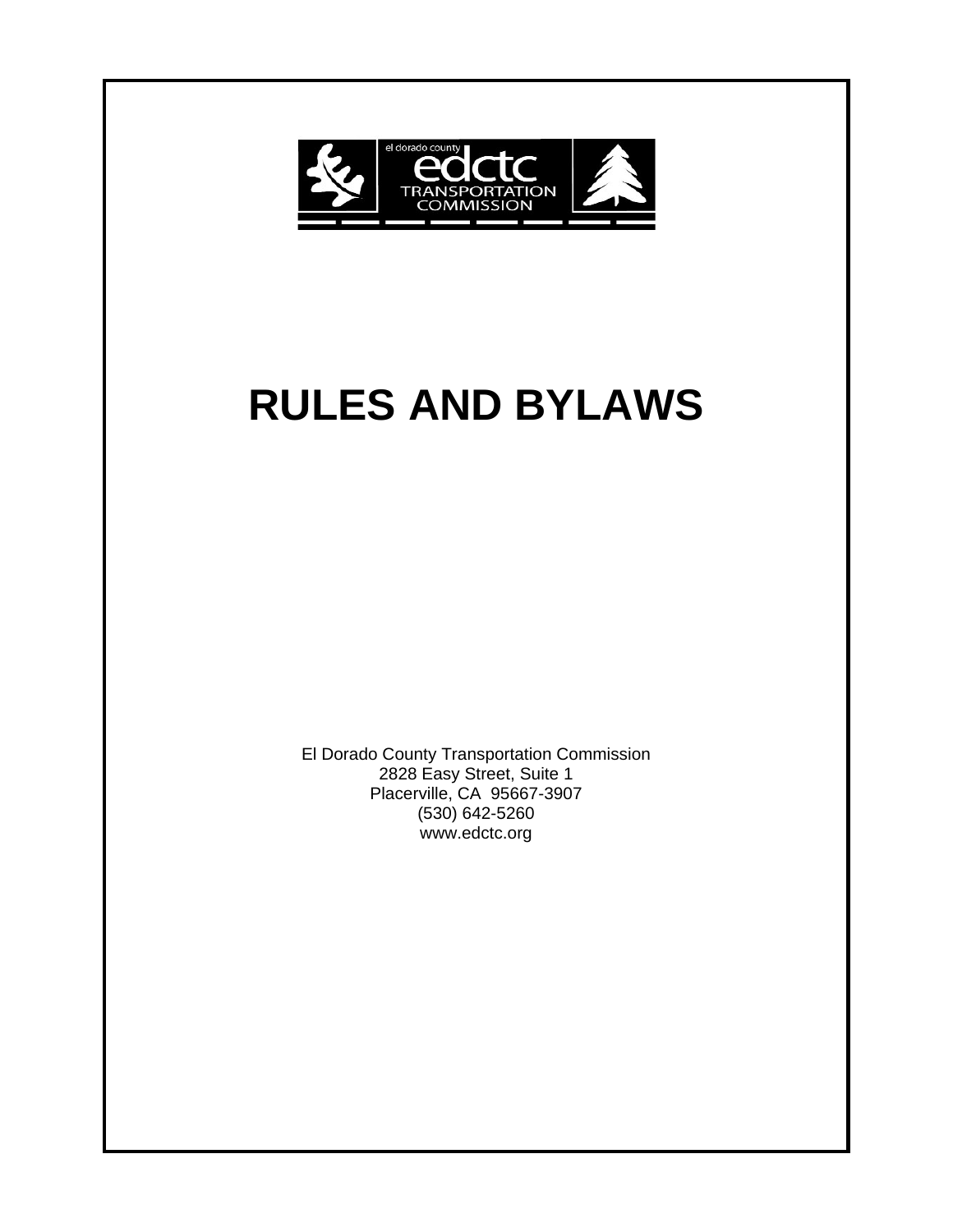el dorado county

edctc

TRANSPORTATION COMMISSION

# RULES AND BYLAWS

El Dorado County Transportation Commission
2828 Easy Street, Suite 1
Placerville, CA 95667-3907
(530) 642-5260
www.edctc.org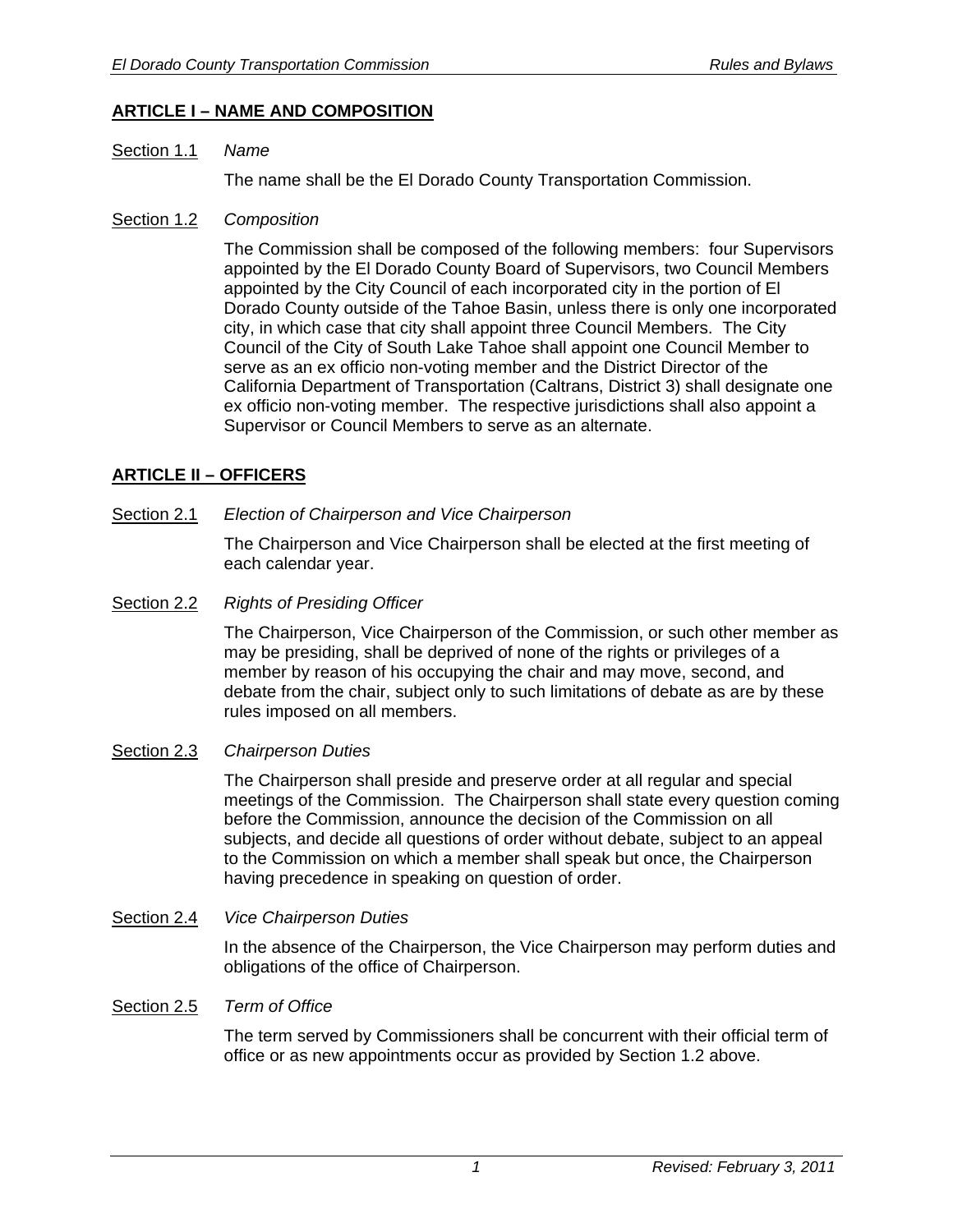## ARTICLE I – NAME AND COMPOSITION

Section 1.1 *Name*

The name shall be the El Dorado County Transportation Commission.

Section 1.2 *Composition*

The Commission shall be composed of the following members: four Supervisors appointed by the El Dorado County Board of Supervisors, two Council Members appointed by the City Council of each incorporated city in the portion of El Dorado County outside of the Tahoe Basin, unless there is only one incorporated city, in which case that city shall appoint three Council Members. The City Council of the City of South Lake Tahoe shall appoint one Council Member to serve as an ex officio non-voting member and the District Director of the California Department of Transportation (Caltrans, District 3) shall designate one ex officio non-voting member. The respective jurisdictions shall also appoint a Supervisor or Council Members to serve as an alternate.

## ARTICLE II – OFFICERS

Section 2.1 *Election of Chairperson and Vice Chairperson*

The Chairperson and Vice Chairperson shall be elected at the first meeting of each calendar year.

Section 2.2 *Rights of Presiding Officer*

The Chairperson, Vice Chairperson of the Commission, or such other member as may be presiding, shall be deprived of none of the rights or privileges of a member by reason of his occupying the chair and may move, second, and debate from the chair, subject only to such limitations of debate as are by these rules imposed on all members.

Section 2.3 *Chairperson Duties*

The Chairperson shall preside and preserve order at all regular and special meetings of the Commission. The Chairperson shall state every question coming before the Commission, announce the decision of the Commission on all subjects, and decide all questions of order without debate, subject to an appeal to the Commission on which a member shall speak but once, the Chairperson having precedence in speaking on question of order.

Section 2.4 *Vice Chairperson Duties*

In the absence of the Chairperson, the Vice Chairperson may perform duties and obligations of the office of Chairperson.

Section 2.5 *Term of Office*

The term served by Commissioners shall be concurrent with their official term of office or as new appointments occur as provided by Section 1.2 above.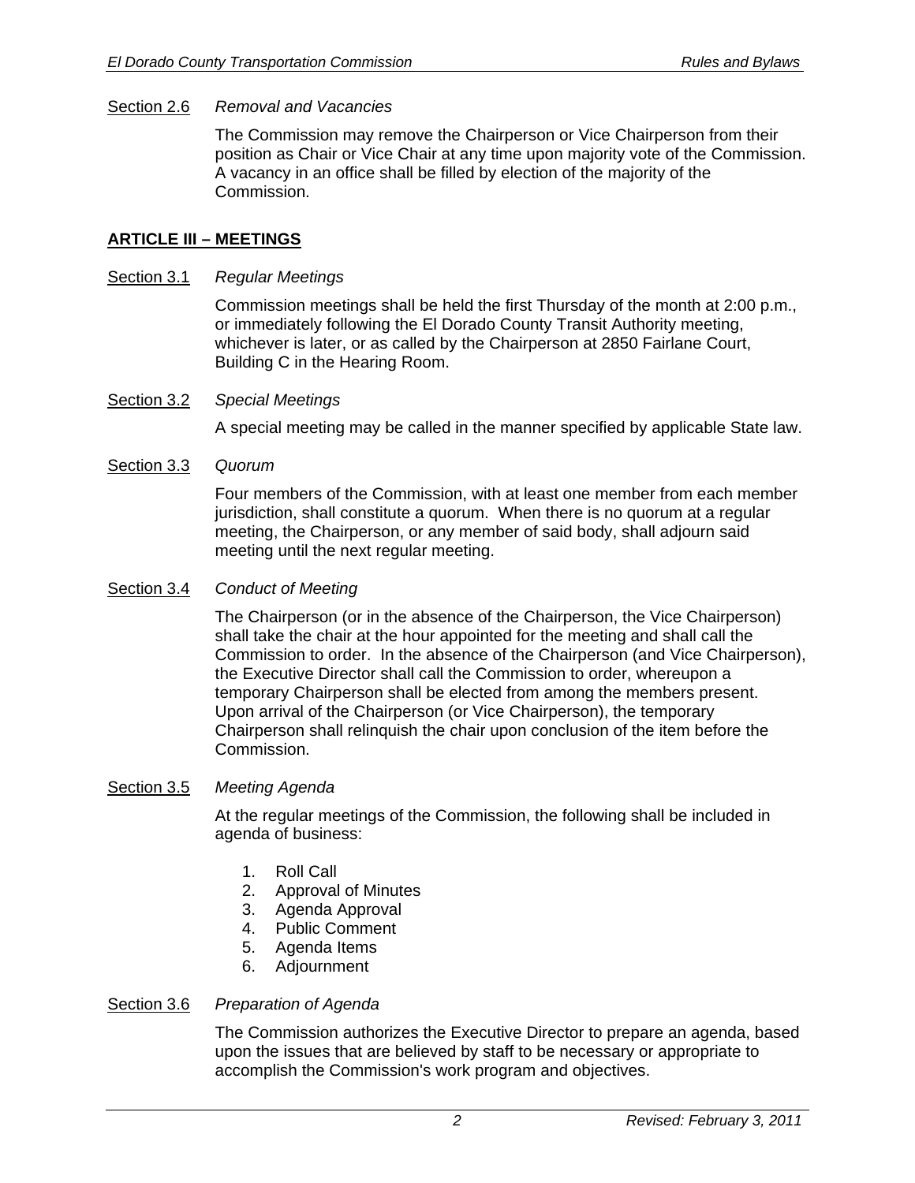Section 2.6 *Removal and Vacancies*

The Commission may remove the Chairperson or Vice Chairperson from their position as Chair or Vice Chair at any time upon majority vote of the Commission. A vacancy in an office shall be filled by election of the majority of the Commission.

## ARTICLE III – MEETINGS

Section 3.1 *Regular Meetings*

Commission meetings shall be held the first Thursday of the month at 2:00 p.m., or immediately following the El Dorado County Transit Authority meeting, whichever is later, or as called by the Chairperson at 2850 Fairlane Court, Building C in the Hearing Room.

Section 3.2 *Special Meetings*

A special meeting may be called in the manner specified by applicable State law.

Section 3.3 *Quorum*

Four members of the Commission, with at least one member from each member jurisdiction, shall constitute a quorum. When there is no quorum at a regular meeting, the Chairperson, or any member of said body, shall adjourn said meeting until the next regular meeting.

Section 3.4 *Conduct of Meeting*

The Chairperson (or in the absence of the Chairperson, the Vice Chairperson) shall take the chair at the hour appointed for the meeting and shall call the Commission to order. In the absence of the Chairperson (and Vice Chairperson), the Executive Director shall call the Commission to order, whereupon a temporary Chairperson shall be elected from among the members present. Upon arrival of the Chairperson (or Vice Chairperson), the temporary Chairperson shall relinquish the chair upon conclusion of the item before the Commission.

Section 3.5 *Meeting Agenda*

At the regular meetings of the Commission, the following shall be included in agenda of business:

1. Roll Call
2. Approval of Minutes
3. Agenda Approval
4. Public Comment
5. Agenda Items
6. Adjournment

Section 3.6 *Preparation of Agenda*

The Commission authorizes the Executive Director to prepare an agenda, based upon the issues that are believed by staff to be necessary or appropriate to accomplish the Commission's work program and objectives.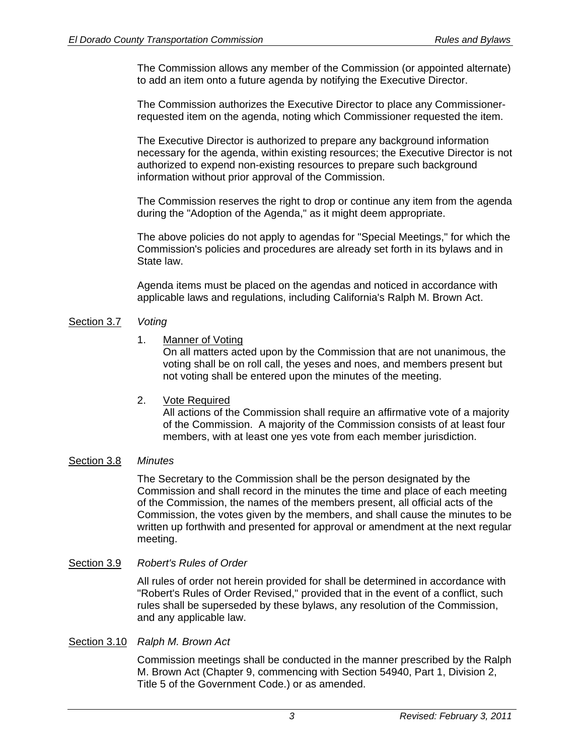The Commission allows any member of the Commission (or appointed alternate) to add an item onto a future agenda by notifying the Executive Director.

The Commission authorizes the Executive Director to place any Commissioner-requested item on the agenda, noting which Commissioner requested the item.

The Executive Director is authorized to prepare any background information necessary for the agenda, within existing resources; the Executive Director is not authorized to expend non-existing resources to prepare such background information without prior approval of the Commission.

The Commission reserves the right to drop or continue any item from the agenda during the "Adoption of the Agenda," as it might deem appropriate.

The above policies do not apply to agendas for "Special Meetings," for which the Commission's policies and procedures are already set forth in its bylaws and in State law.

Agenda items must be placed on the agendas and noticed in accordance with applicable laws and regulations, including California's Ralph M. Brown Act.

Section 3.7 *Voting*

1. Manner of Voting
   On all matters acted upon by the Commission that are not unanimous, the voting shall be on roll call, the yeses and noes, and members present but not voting shall be entered upon the minutes of the meeting.

2. Vote Required
   All actions of the Commission shall require an affirmative vote of a majority of the Commission. A majority of the Commission consists of at least four members, with at least one yes vote from each member jurisdiction.

Section 3.8 *Minutes*

The Secretary to the Commission shall be the person designated by the Commission and shall record in the minutes the time and place of each meeting of the Commission, the names of the members present, all official acts of the Commission, the votes given by the members, and shall cause the minutes to be written up forthwith and presented for approval or amendment at the next regular meeting.

Section 3.9 *Robert's Rules of Order*

All rules of order not herein provided for shall be determined in accordance with "Robert's Rules of Order Revised," provided that in the event of a conflict, such rules shall be superseded by these bylaws, any resolution of the Commission, and any applicable law.

Section 3.10 *Ralph M. Brown Act*

Commission meetings shall be conducted in the manner prescribed by the Ralph M. Brown Act (Chapter 9, commencing with Section 54940, Part 1, Division 2, Title 5 of the Government Code.) or as amended.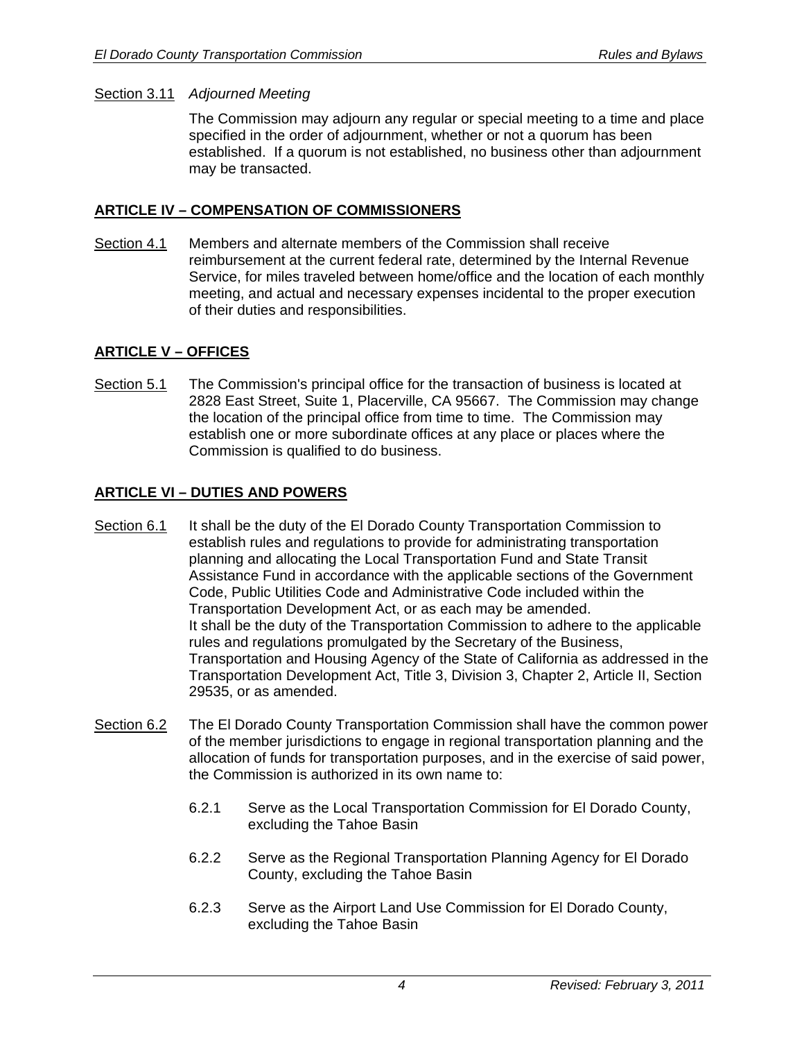Section 3.11 *Adjourned Meeting*

The Commission may adjourn any regular or special meeting to a time and place specified in the order of adjournment, whether or not a quorum has been established. If a quorum is not established, no business other than adjournment may be transacted.

## ARTICLE IV – COMPENSATION OF COMMISSIONERS

Section 4.1 Members and alternate members of the Commission shall receive reimbursement at the current federal rate, determined by the Internal Revenue Service, for miles traveled between home/office and the location of each monthly meeting, and actual and necessary expenses incidental to the proper execution of their duties and responsibilities.

## ARTICLE V – OFFICES

Section 5.1 The Commission's principal office for the transaction of business is located at 2828 East Street, Suite 1, Placerville, CA 95667. The Commission may change the location of the principal office from time to time. The Commission may establish one or more subordinate offices at any place or places where the Commission is qualified to do business.

## ARTICLE VI – DUTIES AND POWERS

Section 6.1 It shall be the duty of the El Dorado County Transportation Commission to establish rules and regulations to provide for administrating transportation planning and allocating the Local Transportation Fund and State Transit Assistance Fund in accordance with the applicable sections of the Government Code, Public Utilities Code and Administrative Code included within the Transportation Development Act, or as each may be amended.
It shall be the duty of the Transportation Commission to adhere to the applicable rules and regulations promulgated by the Secretary of the Business, Transportation and Housing Agency of the State of California as addressed in the Transportation Development Act, Title 3, Division 3, Chapter 2, Article II, Section 29535, or as amended.

Section 6.2 The El Dorado County Transportation Commission shall have the common power of the member jurisdictions to engage in regional transportation planning and the allocation of funds for transportation purposes, and in the exercise of said power, the Commission is authorized in its own name to:

6.2.1 Serve as the Local Transportation Commission for El Dorado County, excluding the Tahoe Basin

6.2.2 Serve as the Regional Transportation Planning Agency for El Dorado County, excluding the Tahoe Basin

6.2.3 Serve as the Airport Land Use Commission for El Dorado County, excluding the Tahoe Basin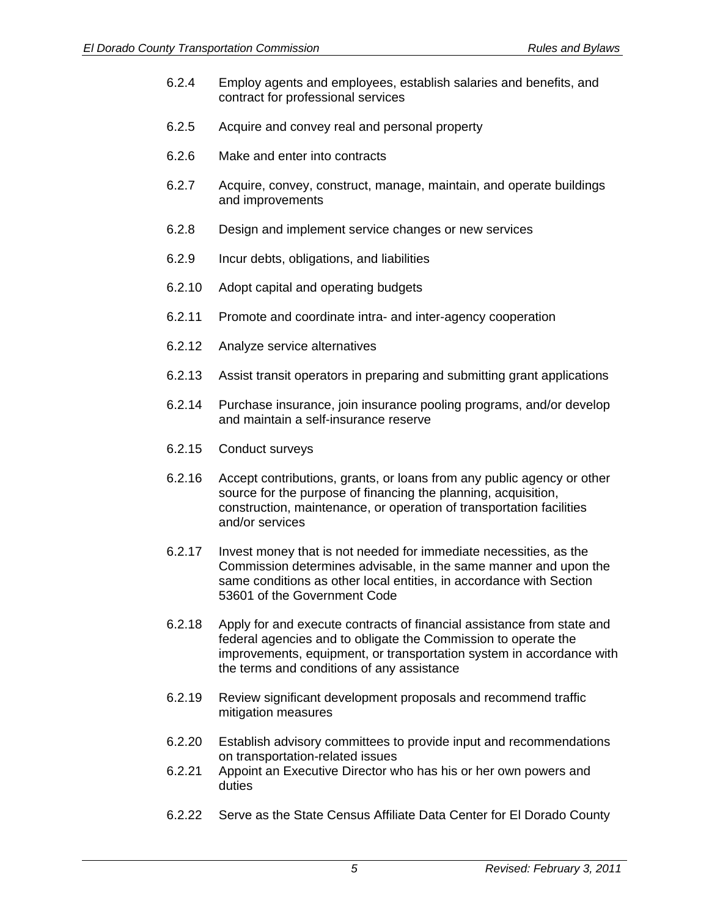6.2.4 Employ agents and employees, establish salaries and benefits, and contract for professional services

6.2.5 Acquire and convey real and personal property

6.2.6 Make and enter into contracts

6.2.7 Acquire, convey, construct, manage, maintain, and operate buildings and improvements

6.2.8 Design and implement service changes or new services

6.2.9 Incur debts, obligations, and liabilities

6.2.10 Adopt capital and operating budgets

6.2.11 Promote and coordinate intra- and inter-agency cooperation

6.2.12 Analyze service alternatives

6.2.13 Assist transit operators in preparing and submitting grant applications

6.2.14 Purchase insurance, join insurance pooling programs, and/or develop and maintain a self-insurance reserve

6.2.15 Conduct surveys

6.2.16 Accept contributions, grants, or loans from any public agency or other source for the purpose of financing the planning, acquisition, construction, maintenance, or operation of transportation facilities and/or services

6.2.17 Invest money that is not needed for immediate necessities, as the Commission determines advisable, in the same manner and upon the same conditions as other local entities, in accordance with Section 53601 of the Government Code

6.2.18 Apply for and execute contracts of financial assistance from state and federal agencies and to obligate the Commission to operate the improvements, equipment, or transportation system in accordance with the terms and conditions of any assistance

6.2.19 Review significant development proposals and recommend traffic mitigation measures

6.2.20 Establish advisory committees to provide input and recommendations on transportation-related issues

6.2.21 Appoint an Executive Director who has his or her own powers and duties

6.2.22 Serve as the State Census Affiliate Data Center for El Dorado County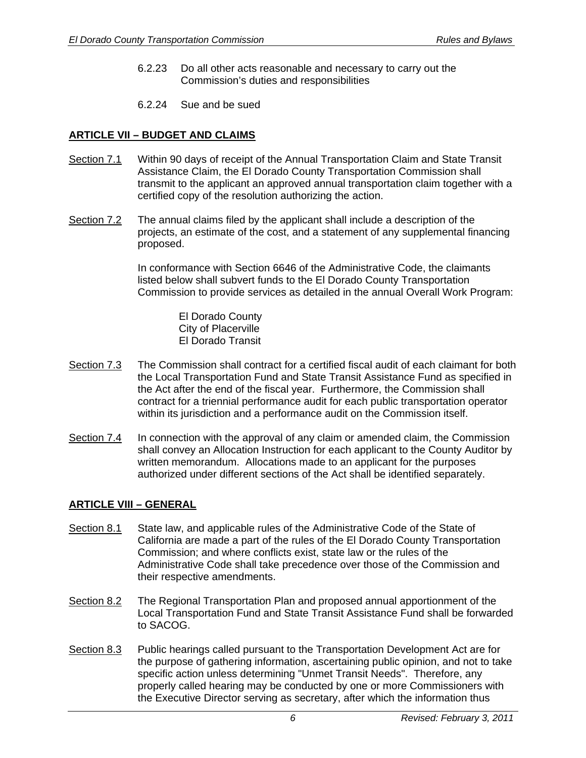6.2.23 Do all other acts reasonable and necessary to carry out the Commission's duties and responsibilities

6.2.24 Sue and be sued

## ARTICLE VII – BUDGET AND CLAIMS

Section 7.1 Within 90 days of receipt of the Annual Transportation Claim and State Transit Assistance Claim, the El Dorado County Transportation Commission shall transmit to the applicant an approved annual transportation claim together with a certified copy of the resolution authorizing the action.

Section 7.2 The annual claims filed by the applicant shall include a description of the projects, an estimate of the cost, and a statement of any supplemental financing proposed.

In conformance with Section 6646 of the Administrative Code, the claimants listed below shall subvert funds to the El Dorado County Transportation Commission to provide services as detailed in the annual Overall Work Program:

El Dorado County
City of Placerville
El Dorado Transit

Section 7.3 The Commission shall contract for a certified fiscal audit of each claimant for both the Local Transportation Fund and State Transit Assistance Fund as specified in the Act after the end of the fiscal year. Furthermore, the Commission shall contract for a triennial performance audit for each public transportation operator within its jurisdiction and a performance audit on the Commission itself.

Section 7.4 In connection with the approval of any claim or amended claim, the Commission shall convey an Allocation Instruction for each applicant to the County Auditor by written memorandum. Allocations made to an applicant for the purposes authorized under different sections of the Act shall be identified separately.

## ARTICLE VIII – GENERAL

Section 8.1 State law, and applicable rules of the Administrative Code of the State of California are made a part of the rules of the El Dorado County Transportation Commission; and where conflicts exist, state law or the rules of the Administrative Code shall take precedence over those of the Commission and their respective amendments.

Section 8.2 The Regional Transportation Plan and proposed annual apportionment of the Local Transportation Fund and State Transit Assistance Fund shall be forwarded to SACOG.

Section 8.3 Public hearings called pursuant to the Transportation Development Act are for the purpose of gathering information, ascertaining public opinion, and not to take specific action unless determining "Unmet Transit Needs". Therefore, any properly called hearing may be conducted by one or more Commissioners with the Executive Director serving as secretary, after which the information thus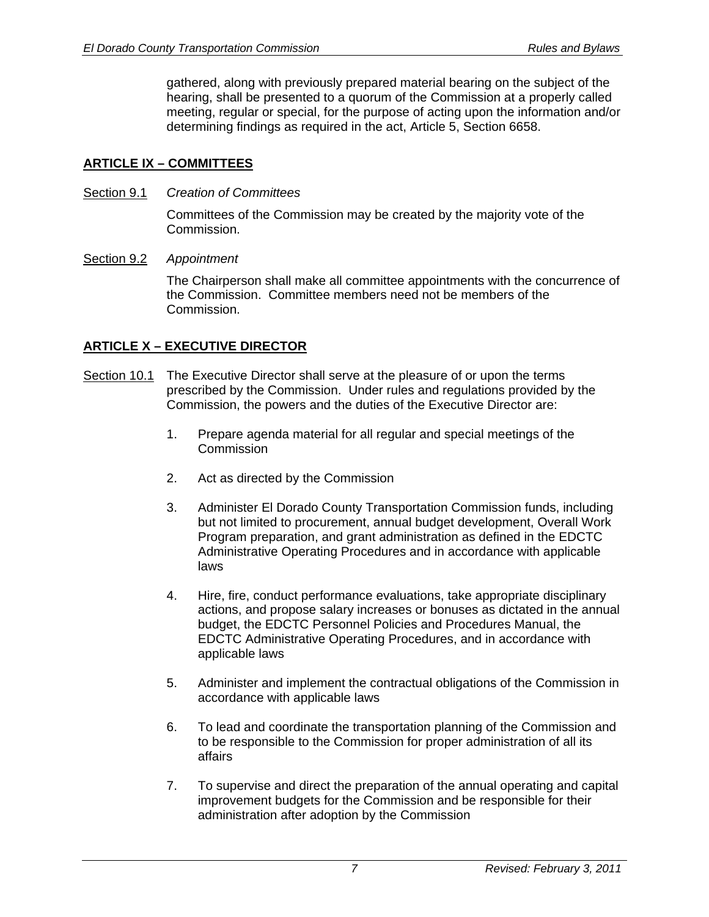gathered, along with previously prepared material bearing on the subject of the hearing, shall be presented to a quorum of the Commission at a properly called meeting, regular or special, for the purpose of acting upon the information and/or determining findings as required in the act, Article 5, Section 6658.

## ARTICLE IX – COMMITTEES

Section 9.1 *Creation of Committees*

Committees of the Commission may be created by the majority vote of the Commission.

Section 9.2 *Appointment*

The Chairperson shall make all committee appointments with the concurrence of the Commission. Committee members need not be members of the Commission.

## ARTICLE X – EXECUTIVE DIRECTOR

Section 10.1 The Executive Director shall serve at the pleasure of or upon the terms prescribed by the Commission. Under rules and regulations provided by the Commission, the powers and the duties of the Executive Director are:

1. Prepare agenda material for all regular and special meetings of the Commission

2. Act as directed by the Commission

3. Administer El Dorado County Transportation Commission funds, including but not limited to procurement, annual budget development, Overall Work Program preparation, and grant administration as defined in the EDCTC Administrative Operating Procedures and in accordance with applicable laws

4. Hire, fire, conduct performance evaluations, take appropriate disciplinary actions, and propose salary increases or bonuses as dictated in the annual budget, the EDCTC Personnel Policies and Procedures Manual, the EDCTC Administrative Operating Procedures, and in accordance with applicable laws

5. Administer and implement the contractual obligations of the Commission in accordance with applicable laws

6. To lead and coordinate the transportation planning of the Commission and to be responsible to the Commission for proper administration of all its affairs

7. To supervise and direct the preparation of the annual operating and capital improvement budgets for the Commission and be responsible for their administration after adoption by the Commission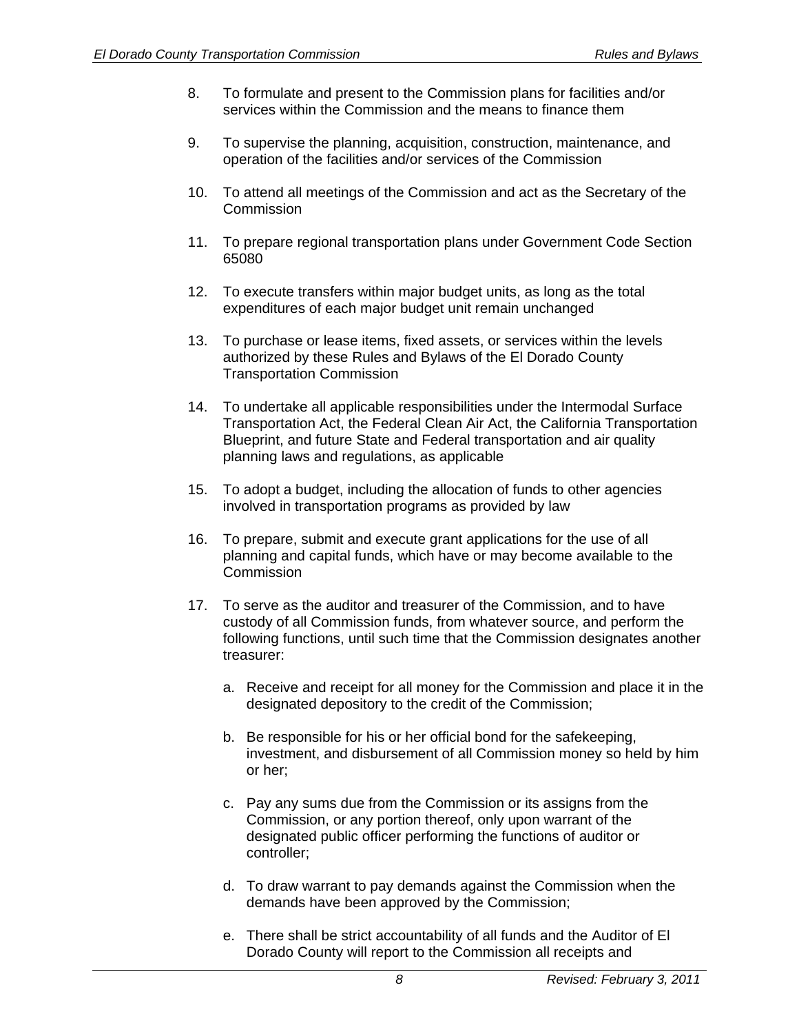8. To formulate and present to the Commission plans for facilities and/or services within the Commission and the means to finance them

9. To supervise the planning, acquisition, construction, maintenance, and operation of the facilities and/or services of the Commission

10. To attend all meetings of the Commission and act as the Secretary of the Commission

11. To prepare regional transportation plans under Government Code Section 65080

12. To execute transfers within major budget units, as long as the total expenditures of each major budget unit remain unchanged

13. To purchase or lease items, fixed assets, or services within the levels authorized by these Rules and Bylaws of the El Dorado County Transportation Commission

14. To undertake all applicable responsibilities under the Intermodal Surface Transportation Act, the Federal Clean Air Act, the California Transportation Blueprint, and future State and Federal transportation and air quality planning laws and regulations, as applicable

15. To adopt a budget, including the allocation of funds to other agencies involved in transportation programs as provided by law

16. To prepare, submit and execute grant applications for the use of all planning and capital funds, which have or may become available to the Commission

17. To serve as the auditor and treasurer of the Commission, and to have custody of all Commission funds, from whatever source, and perform the following functions, until such time that the Commission designates another treasurer:

    a. Receive and receipt for all money for the Commission and place it in the designated depository to the credit of the Commission;

    b. Be responsible for his or her official bond for the safekeeping, investment, and disbursement of all Commission money so held by him or her;

    c. Pay any sums due from the Commission or its assigns from the Commission, or any portion thereof, only upon warrant of the designated public officer performing the functions of auditor or controller;

    d. To draw warrant to pay demands against the Commission when the demands have been approved by the Commission;

    e. There shall be strict accountability of all funds and the Auditor of El Dorado County will report to the Commission all receipts and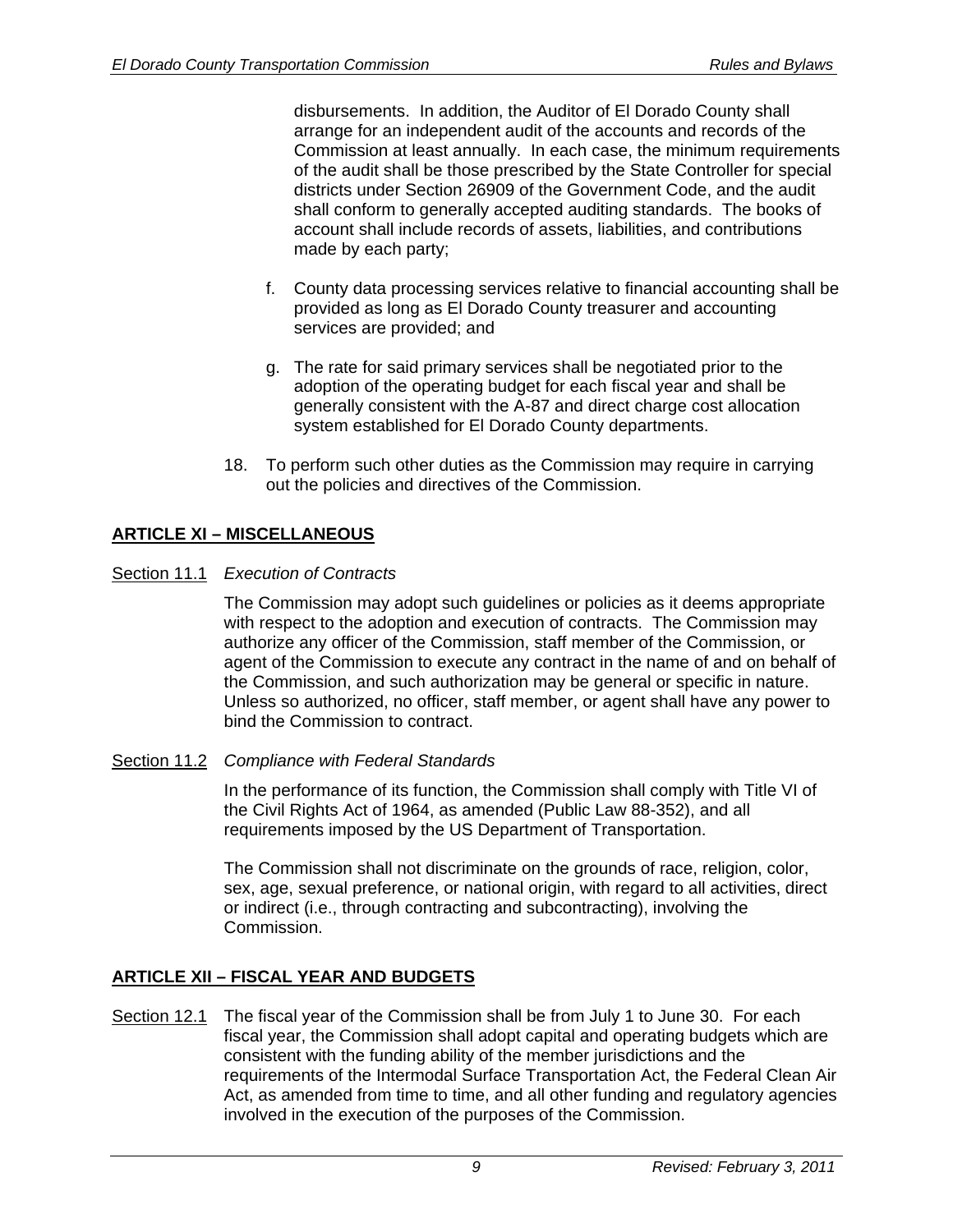disbursements. In addition, the Auditor of El Dorado County shall arrange for an independent audit of the accounts and records of the Commission at least annually. In each case, the minimum requirements of the audit shall be those prescribed by the State Controller for special districts under Section 26909 of the Government Code, and the audit shall conform to generally accepted auditing standards. The books of account shall include records of assets, liabilities, and contributions made by each party;

f. County data processing services relative to financial accounting shall be provided as long as El Dorado County treasurer and accounting services are provided; and

g. The rate for said primary services shall be negotiated prior to the adoption of the operating budget for each fiscal year and shall be generally consistent with the A-87 and direct charge cost allocation system established for El Dorado County departments.

18. To perform such other duties as the Commission may require in carrying out the policies and directives of the Commission.

## ARTICLE XI – MISCELLANEOUS

Section 11.1 *Execution of Contracts*

The Commission may adopt such guidelines or policies as it deems appropriate with respect to the adoption and execution of contracts. The Commission may authorize any officer of the Commission, staff member of the Commission, or agent of the Commission to execute any contract in the name of and on behalf of the Commission, and such authorization may be general or specific in nature. Unless so authorized, no officer, staff member, or agent shall have any power to bind the Commission to contract.

Section 11.2 *Compliance with Federal Standards*

In the performance of its function, the Commission shall comply with Title VI of the Civil Rights Act of 1964, as amended (Public Law 88-352), and all requirements imposed by the US Department of Transportation.

The Commission shall not discriminate on the grounds of race, religion, color, sex, age, sexual preference, or national origin, with regard to all activities, direct or indirect (i.e., through contracting and subcontracting), involving the Commission.

## ARTICLE XII – FISCAL YEAR AND BUDGETS

Section 12.1 The fiscal year of the Commission shall be from July 1 to June 30. For each fiscal year, the Commission shall adopt capital and operating budgets which are consistent with the funding ability of the member jurisdictions and the requirements of the Intermodal Surface Transportation Act, the Federal Clean Air Act, as amended from time to time, and all other funding and regulatory agencies involved in the execution of the purposes of the Commission.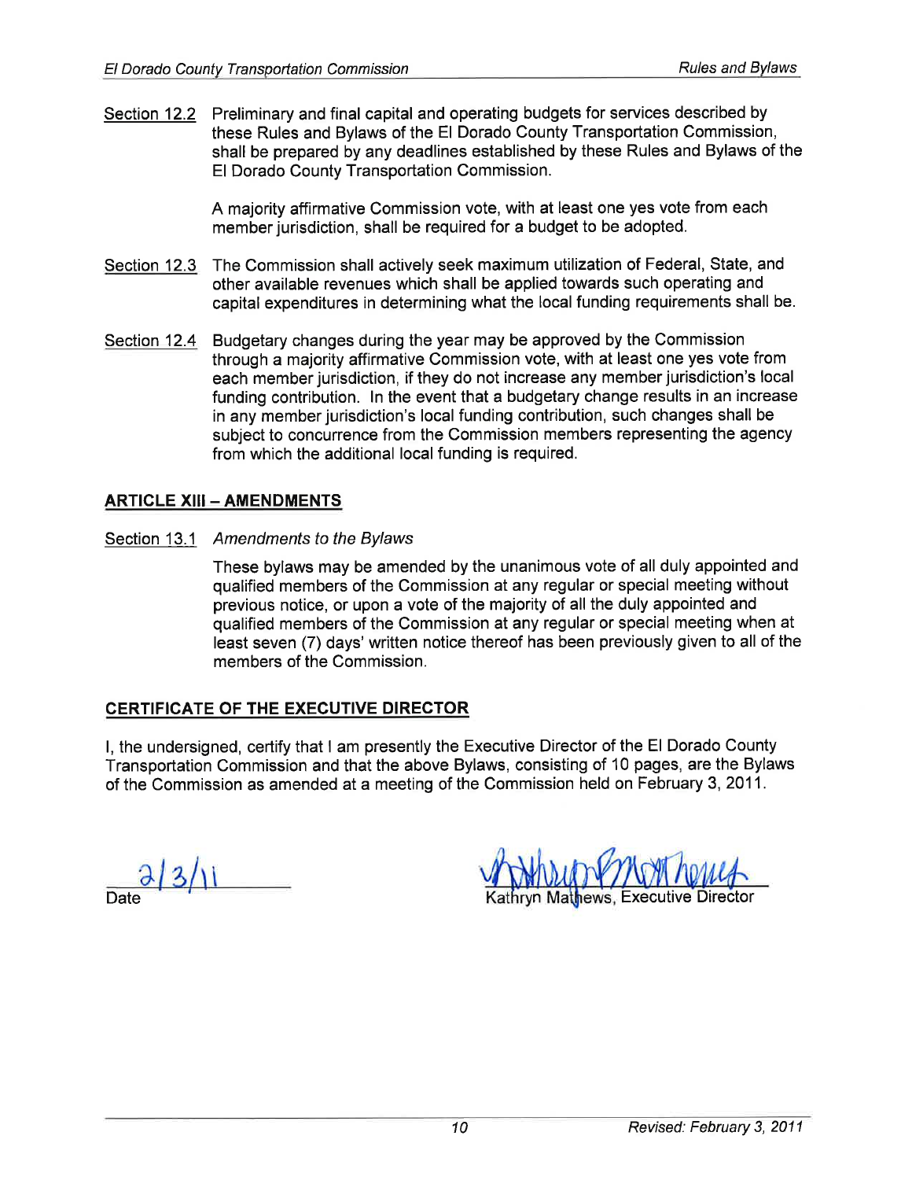Section 12.2 Preliminary and final capital and operating budgets for services described by these Rules and Bylaws of the El Dorado County Transportation Commission, shall be prepared by any deadlines established by these Rules and Bylaws of the El Dorado County Transportation Commission.

A majority affirmative Commission vote, with at least one yes vote from each member jurisdiction, shall be required for a budget to be adopted.

Section 12.3 The Commission shall actively seek maximum utilization of Federal, State, and other available revenues which shall be applied towards such operating and capital expenditures in determining what the local funding requirements shall be.

Section 12.4 Budgetary changes during the year may be approved by the Commission through a majority affirmative Commission vote, with at least one yes vote from each member jurisdiction, if they do not increase any member jurisdiction's local funding contribution. In the event that a budgetary change results in an increase in any member jurisdiction's local funding contribution, such changes shall be subject to concurrence from the Commission members representing the agency from which the additional local funding is required.

## ARTICLE XIII – AMENDMENTS

Section 13.1 *Amendments to the Bylaws*

These bylaws may be amended by the unanimous vote of all duly appointed and qualified members of the Commission at any regular or special meeting without previous notice, or upon a vote of the majority of all the duly appointed and qualified members of the Commission at any regular or special meeting when at least seven (7) days' written notice thereof has been previously given to all of the members of the Commission.

## CERTIFICATE OF THE EXECUTIVE DIRECTOR

I, the undersigned, certify that I am presently the Executive Director of the El Dorado County Transportation Commission and that the above Bylaws, consisting of 10 pages, are the Bylaws of the Commission as amended at a meeting of the Commission held on February 3, 2011.

2/3/11
Date

Kathryn Mathews, Executive Director